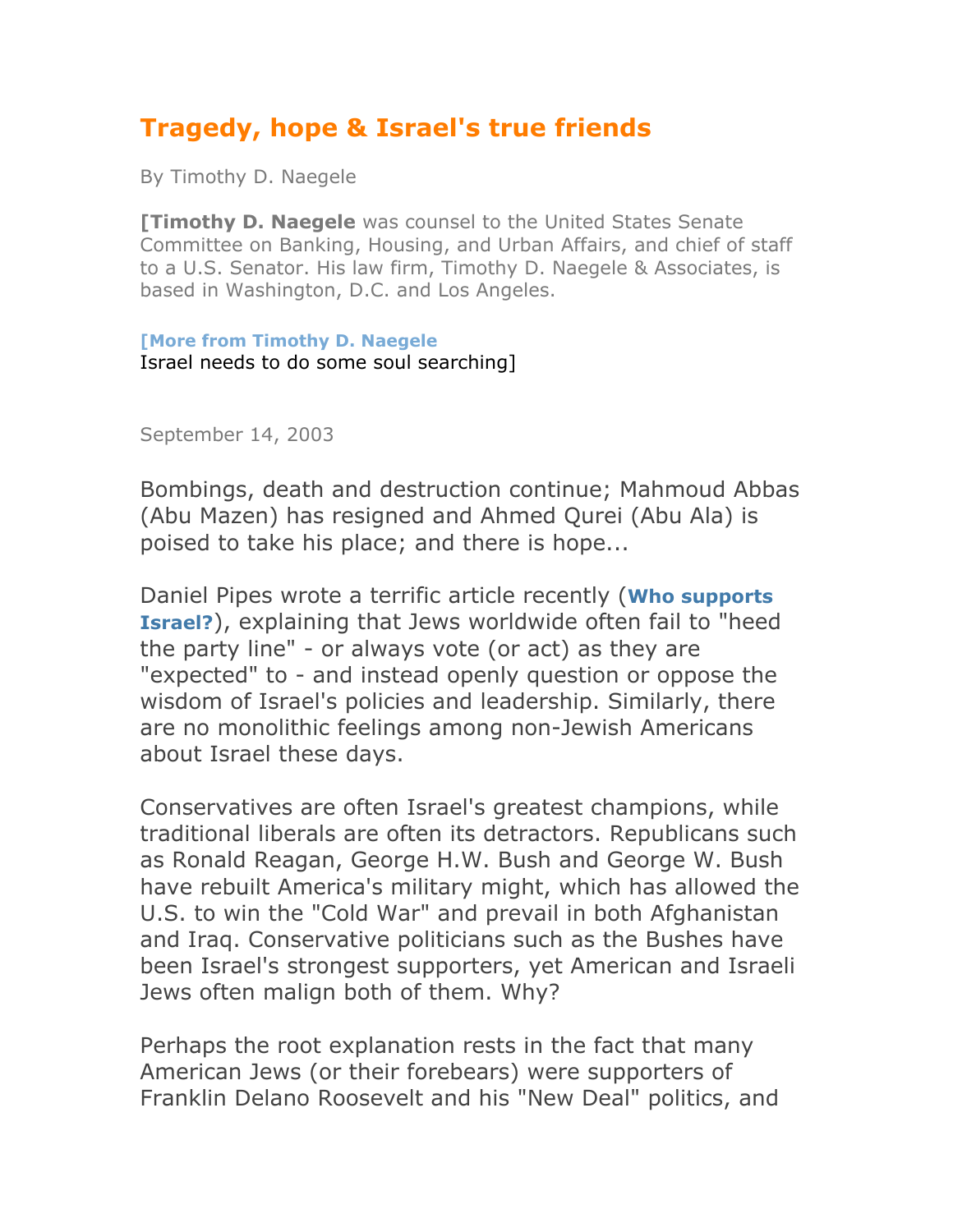# Tragedy, hope & Israel's true friends

By Timothy D. Naegele

[**Timothy D. Naegele** was counsel to the United States Senate Committee on Banking, Housing, and Urban Affairs, and chief of staff to a U.S. Senator. His law firm, Timothy D. Naegele & Associates, is based in Washington, D.C. and Los Angeles.

[**More from Timothy D. Naegele**
Israel needs to do some soul searching]

September 14, 2003

Bombings, death and destruction continue; Mahmoud Abbas (Abu Mazen) has resigned and Ahmed Qurei (Abu Ala) is poised to take his place; and there is hope...

Daniel Pipes wrote a terrific article recently (**Who supports Israel?**), explaining that Jews worldwide often fail to "heed the party line" - or always vote (or act) as they are "expected" to - and instead openly question or oppose the wisdom of Israel's policies and leadership. Similarly, there are no monolithic feelings among non-Jewish Americans about Israel these days.

Conservatives are often Israel's greatest champions, while traditional liberals are often its detractors. Republicans such as Ronald Reagan, George H.W. Bush and George W. Bush have rebuilt America's military might, which has allowed the U.S. to win the "Cold War" and prevail in both Afghanistan and Iraq. Conservative politicians such as the Bushes have been Israel's strongest supporters, yet American and Israeli Jews often malign both of them. Why?

Perhaps the root explanation rests in the fact that many American Jews (or their forebears) were supporters of Franklin Delano Roosevelt and his "New Deal" politics, and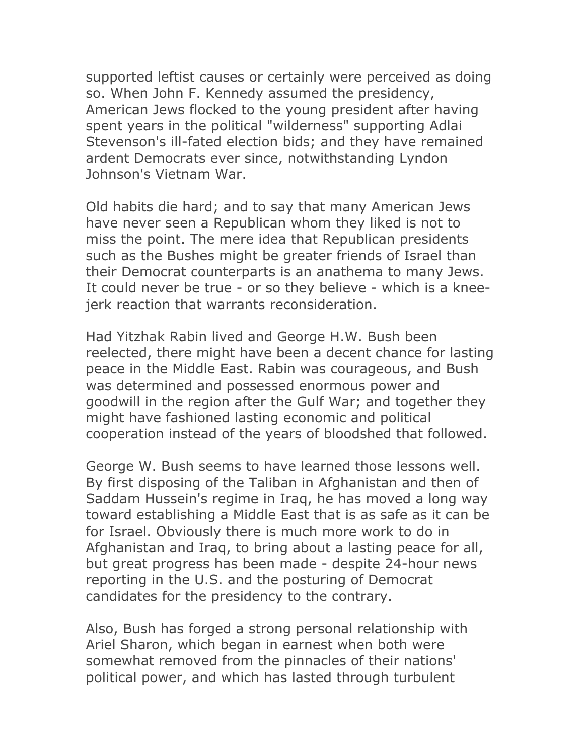supported leftist causes or certainly were perceived as doing so. When John F. Kennedy assumed the presidency, American Jews flocked to the young president after having spent years in the political "wilderness" supporting Adlai Stevenson's ill-fated election bids; and they have remained ardent Democrats ever since, notwithstanding Lyndon Johnson's Vietnam War.

Old habits die hard; and to say that many American Jews have never seen a Republican whom they liked is not to miss the point. The mere idea that Republican presidents such as the Bushes might be greater friends of Israel than their Democrat counterparts is an anathema to many Jews. It could never be true - or so they believe - which is a knee-jerk reaction that warrants reconsideration.

Had Yitzhak Rabin lived and George H.W. Bush been reelected, there might have been a decent chance for lasting peace in the Middle East. Rabin was courageous, and Bush was determined and possessed enormous power and goodwill in the region after the Gulf War; and together they might have fashioned lasting economic and political cooperation instead of the years of bloodshed that followed.

George W. Bush seems to have learned those lessons well. By first disposing of the Taliban in Afghanistan and then of Saddam Hussein's regime in Iraq, he has moved a long way toward establishing a Middle East that is as safe as it can be for Israel. Obviously there is much more work to do in Afghanistan and Iraq, to bring about a lasting peace for all, but great progress has been made - despite 24-hour news reporting in the U.S. and the posturing of Democrat candidates for the presidency to the contrary.

Also, Bush has forged a strong personal relationship with Ariel Sharon, which began in earnest when both were somewhat removed from the pinnacles of their nations' political power, and which has lasted through turbulent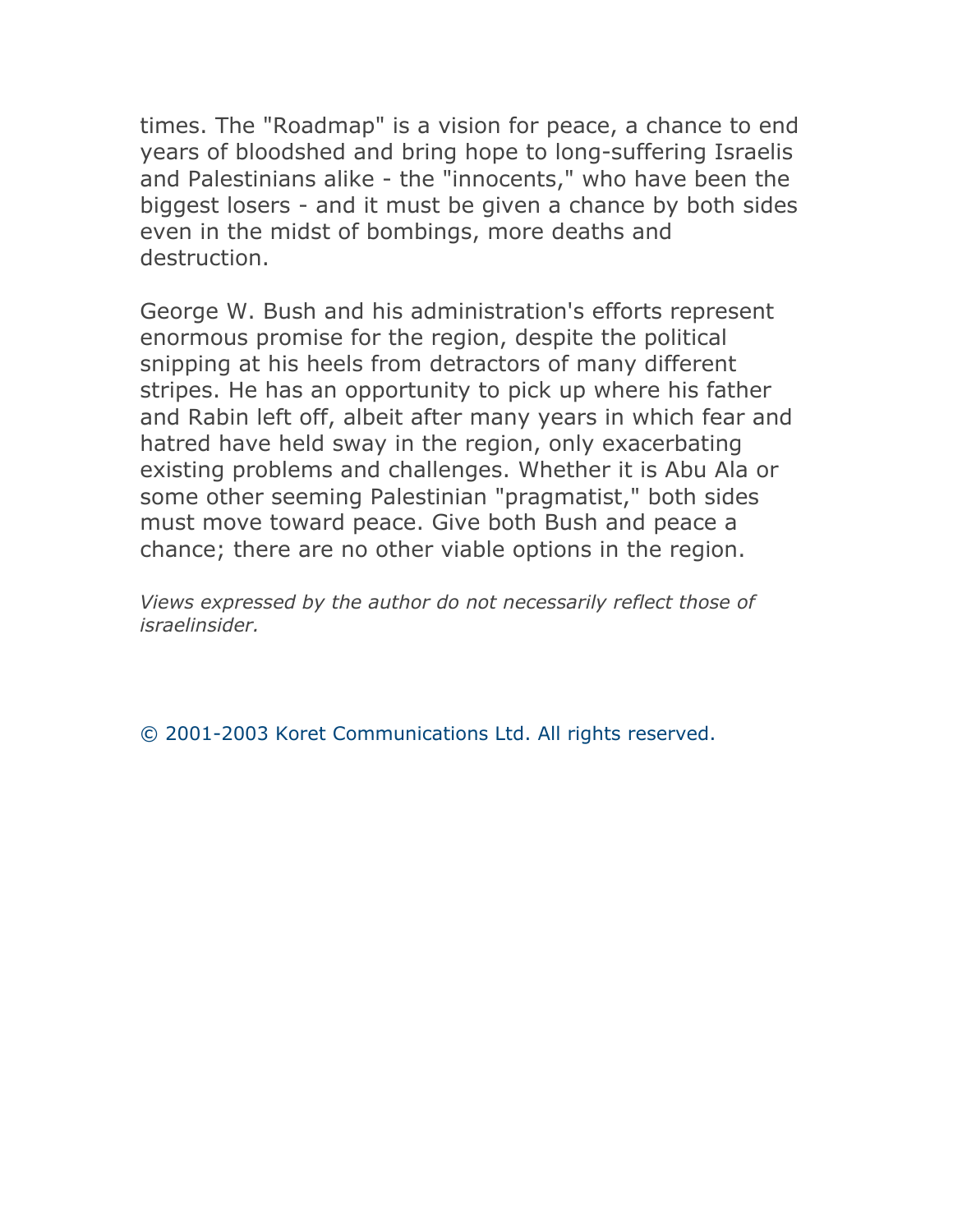times. The "Roadmap" is a vision for peace, a chance to end years of bloodshed and bring hope to long-suffering Israelis and Palestinians alike - the "innocents," who have been the biggest losers - and it must be given a chance by both sides even in the midst of bombings, more deaths and destruction.

George W. Bush and his administration's efforts represent enormous promise for the region, despite the political snipping at his heels from detractors of many different stripes. He has an opportunity to pick up where his father and Rabin left off, albeit after many years in which fear and hatred have held sway in the region, only exacerbating existing problems and challenges. Whether it is Abu Ala or some other seeming Palestinian "pragmatist," both sides must move toward peace. Give both Bush and peace a chance; there are no other viable options in the region.

*Views expressed by the author do not necessarily reflect those of israelinsider.*

© 2001-2003 Koret Communications Ltd. All rights reserved.